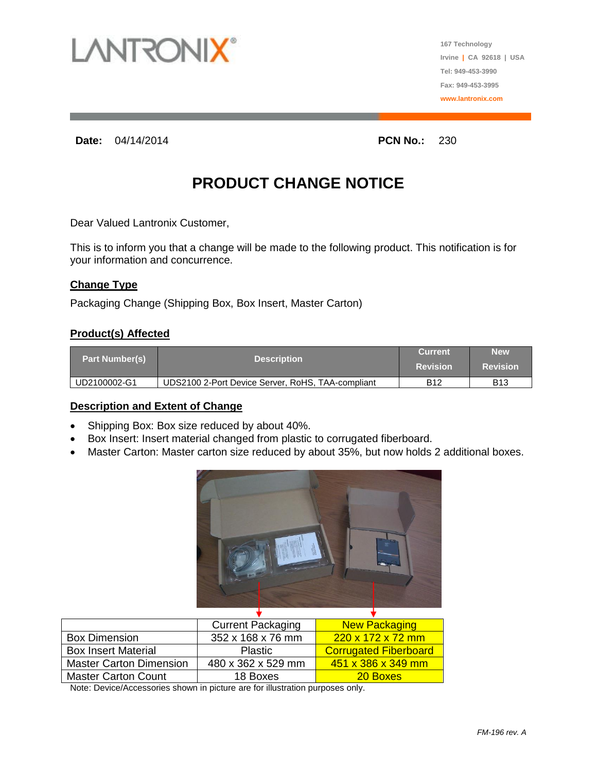LANTRONIX®

167 Technology
Irvine | CA 92618 | USA
Tel: 949-453-3990
Fax: 949-453-3995
www.lantronix.com

**Date:** 04/14/2014 **PCN No.:** 230

# PRODUCT CHANGE NOTICE

Dear Valued Lantronix Customer,

This is to inform you that a change will be made to the following product. This notification is for your information and concurrence.

## Change Type

Packaging Change (Shipping Box, Box Insert, Master Carton)

## Product(s) Affected

| Part Number(s) | Description | Current Revision | New Revision |
|---|---|---|---|
| UD2100002-G1 | UDS2100 2-Port Device Server, RoHS, TAA-compliant | B12 | B13 |

## Description and Extent of Change

- Shipping Box: Box size reduced by about 40%.
- Box Insert: Insert material changed from plastic to corrugated fiberboard.
- Master Carton: Master carton size reduced by about 35%, but now holds 2 additional boxes.

| | Current Packaging | New Packaging |
|---|---|---|
| Box Dimension | 352 x 168 x 76 mm | 220 x 172 x 72 mm |
| Box Insert Material | Plastic | Corrugated Fiberboard |
| Master Carton Dimension | 480 x 362 x 529 mm | 451 x 386 x 349 mm |
| Master Carton Count | 18 Boxes | 20 Boxes |

Note: Device/Accessories shown in picture are for illustration purposes only.

*FM-196 rev. A*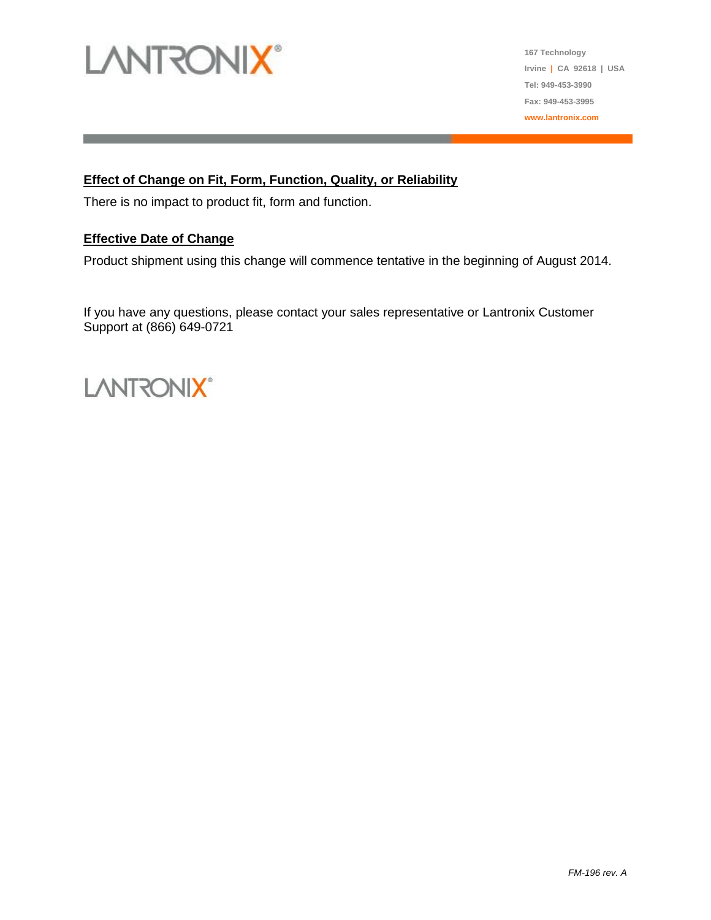**Effect of Change on Fit, Form, Function, Quality, or Reliability**

There is no impact to product fit, form and function.

**Effective Date of Change**

Product shipment using this change will commence tentative in the beginning of August 2014.

If you have any questions, please contact your sales representative or Lantronix Customer Support at (866) 649-0721

LANTRONIX®